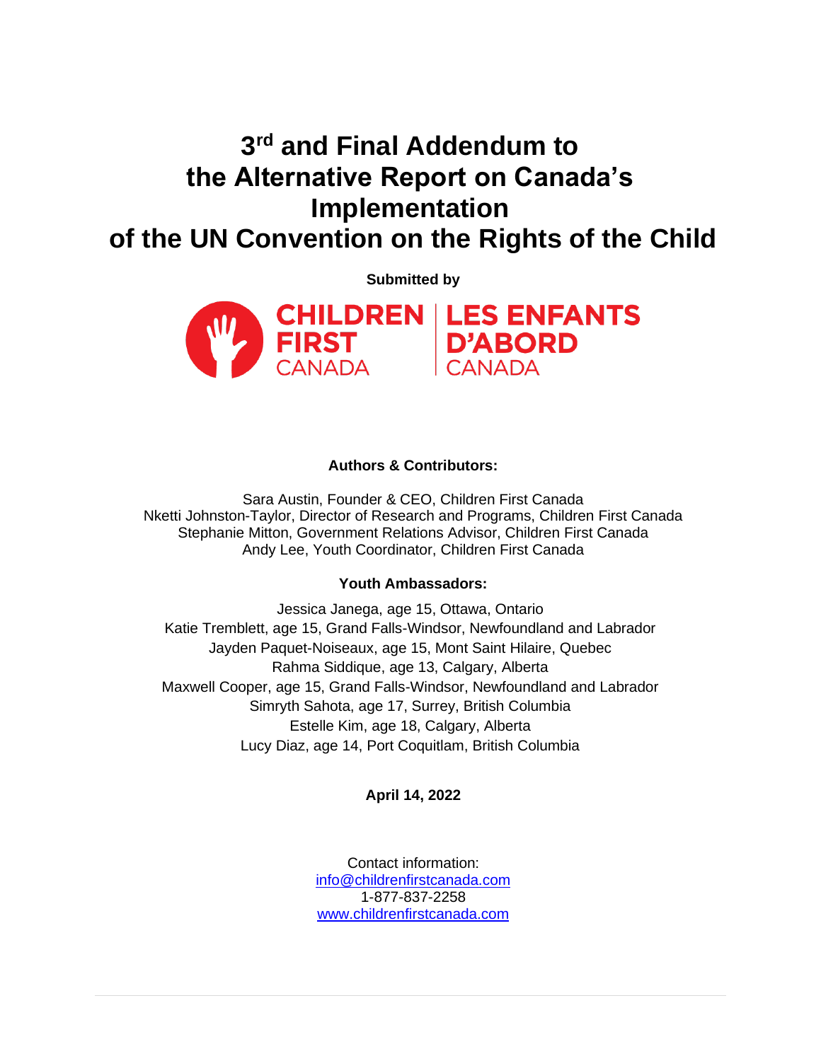# 3rd and Final Addendum to the Alternative Report on Canada's Implementation of the UN Convention on the Rights of the Child

**Submitted by**

CHILDREN FIRST CANADA | LES ENFANTS D'ABORD CANADA

**Authors & Contributors:**

Sara Austin, Founder & CEO, Children First Canada
Nketti Johnston-Taylor, Director of Research and Programs, Children First Canada
Stephanie Mitton, Government Relations Advisor, Children First Canada
Andy Lee, Youth Coordinator, Children First Canada

**Youth Ambassadors:**

Jessica Janega, age 15, Ottawa, Ontario
Katie Tremblett, age 15, Grand Falls-Windsor, Newfoundland and Labrador
Jayden Paquet-Noiseaux, age 15, Mont Saint Hilaire, Quebec
Rahma Siddique, age 13, Calgary, Alberta
Maxwell Cooper, age 15, Grand Falls-Windsor, Newfoundland and Labrador
Simryth Sahota, age 17, Surrey, British Columbia
Estelle Kim, age 18, Calgary, Alberta
Lucy Diaz, age 14, Port Coquitlam, British Columbia

**April 14, 2022**

Contact information:
info@childrenfirstcanada.com
1-877-837-2258
www.childrenfirstcanada.com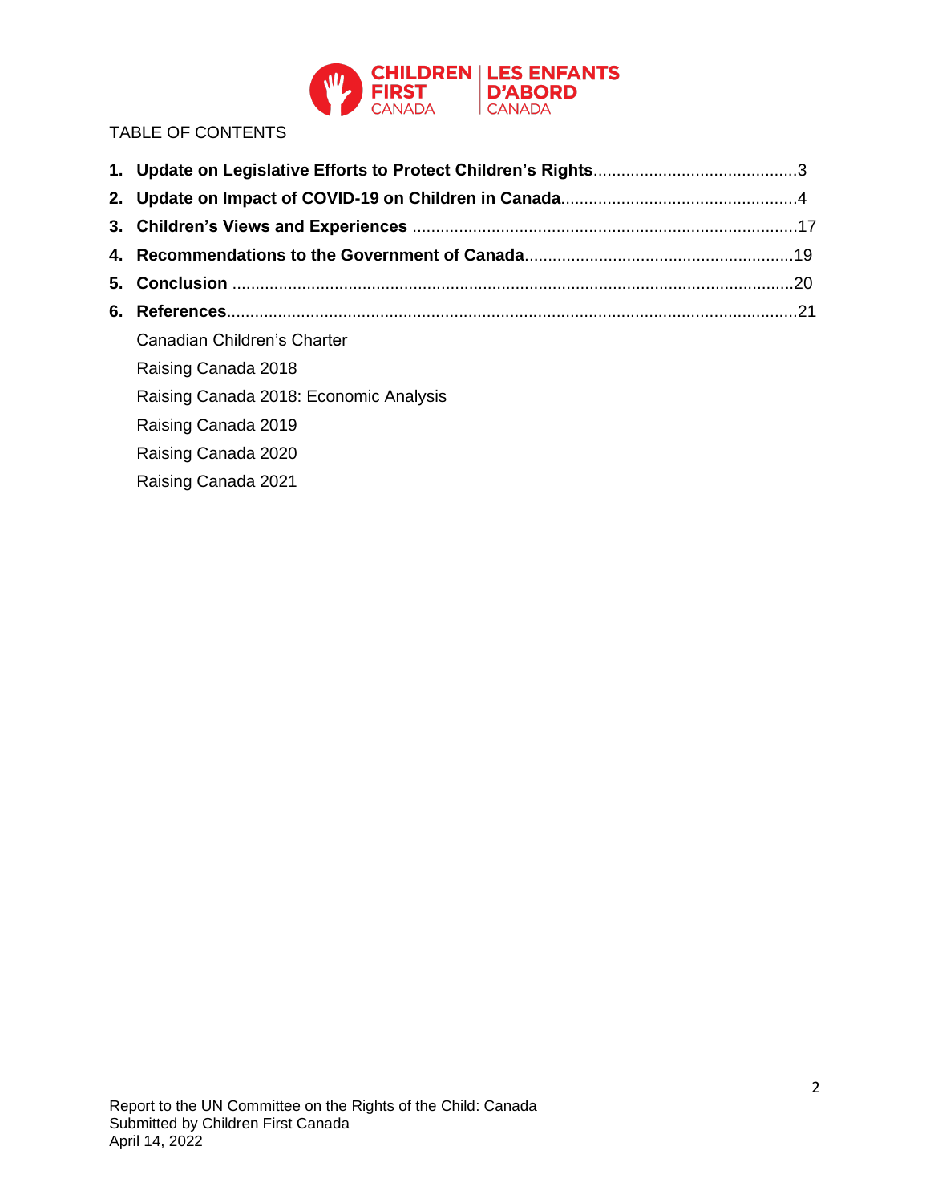TABLE OF CONTENTS

1. **Update on Legislative Efforts to Protect Children's Rights**............................................3
2. **Update on Impact of COVID-19 on Children in Canada**..................................................4
3. **Children's Views and Experiences** ..................................................................................17
4. **Recommendations to the Government of Canada**..........................................................19
5. **Conclusion** .........................................................................................................................20
6. **References**..........................................................................................................................21

   Canadian Children's Charter

   Raising Canada 2018

   Raising Canada 2018: Economic Analysis

   Raising Canada 2019

   Raising Canada 2020

   Raising Canada 2021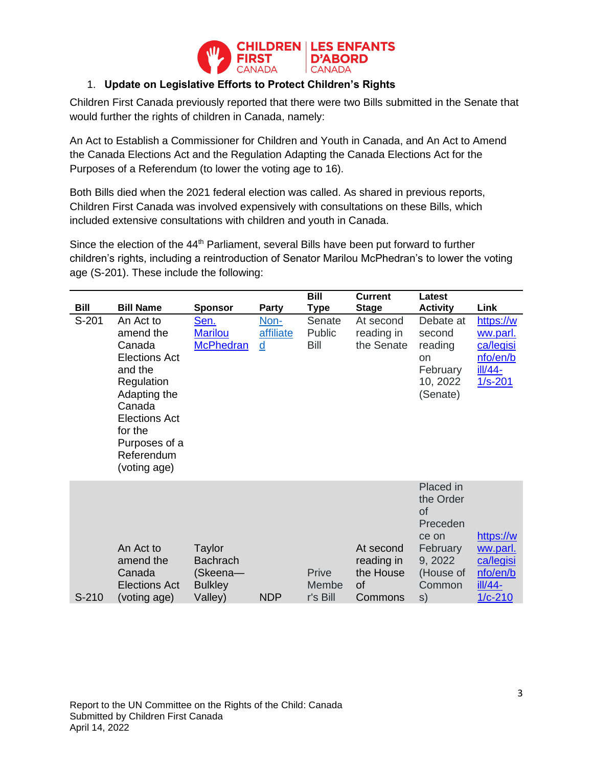1. **Update on Legislative Efforts to Protect Children's Rights**

Children First Canada previously reported that there were two Bills submitted in the Senate that would further the rights of children in Canada, namely:

An Act to Establish a Commissioner for Children and Youth in Canada, and An Act to Amend the Canada Elections Act and the Regulation Adapting the Canada Elections Act for the Purposes of a Referendum (to lower the voting age to 16).

Both Bills died when the 2021 federal election was called. As shared in previous reports, Children First Canada was involved expensively with consultations on these Bills, which included extensive consultations with children and youth in Canada.

Since the election of the 44th Parliament, several Bills have been put forward to further children's rights, including a reintroduction of Senator Marilou McPhedran's to lower the voting age (S-201). These include the following:

| Bill | Bill Name | Sponsor | Party | Bill Type | Current Stage | Latest Activity | Link |
|---|---|---|---|---|---|---|---|
| S-201 | An Act to amend the Canada Elections Act and the Regulation Adapting the Canada Elections Act for the Purposes of a Referendum (voting age) | Sen. Marilou McPhedran | Non-affiliated | Senate Public Bill | At second reading in the Senate | Debate at second reading on February 10, 2022 (Senate) | https://www.parl.ca/legisinfo/en/bill/44-1/s-201 |
| S-210 | An Act to amend the Canada Elections Act (voting age) | Taylor Bachrach (Skeena—Bulkley Valley) | NDP | Prive Member's Bill | At second reading in the House of Commons | Placed in the Order of Precedence on February 9, 2022 (House of Commons) | https://www.parl.ca/legisinfo/en/bill/44-1/c-210 |

Report to the UN Committee on the Rights of the Child: Canada
Submitted by Children First Canada
April 14, 2022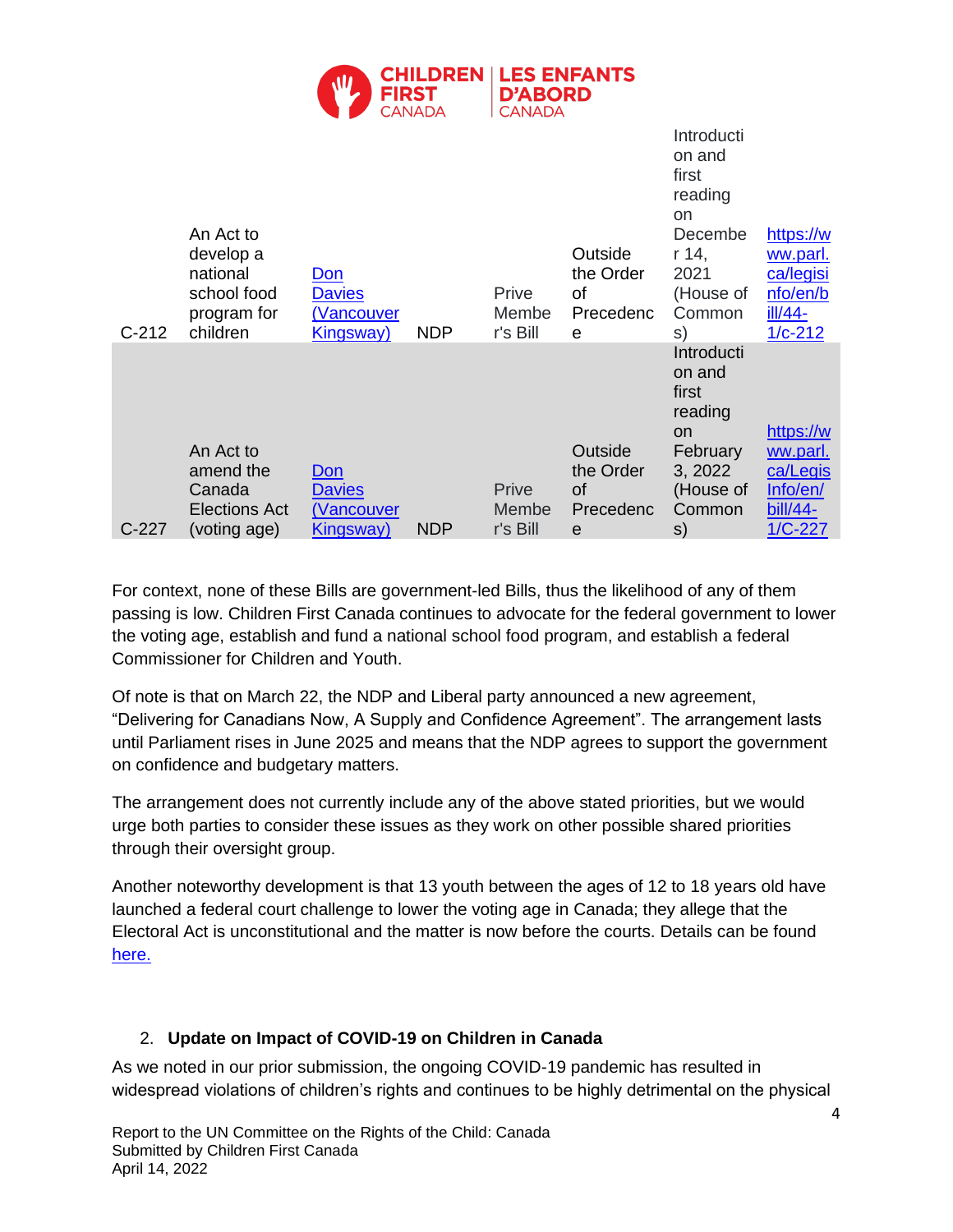| C-212 | An Act to develop a national school food program for children | Don Davies (Vancouver Kingsway) | NDP | Prive Member's Bill | Outside the Order of Precedence | Introduction and first reading on December 14, 2021 (House of Commons) | https://www.parl.ca/legisinfo/en/bill/44-1/c-212 |
|---|---|---|---|---|---|---|---|
| C-227 | An Act to amend the Canada Elections Act (voting age) | Don Davies (Vancouver Kingsway) | NDP | Prive Member's Bill | Outside the Order of Precedence | Introduction and first reading on February 3, 2022 (House of Commons) | https://www.parl.ca/LegisInfo/en/bill/44-1/C-227 |

For context, none of these Bills are government-led Bills, thus the likelihood of any of them passing is low. Children First Canada continues to advocate for the federal government to lower the voting age, establish and fund a national school food program, and establish a federal Commissioner for Children and Youth.

Of note is that on March 22, the NDP and Liberal party announced a new agreement, "Delivering for Canadians Now, A Supply and Confidence Agreement". The arrangement lasts until Parliament rises in June 2025 and means that the NDP agrees to support the government on confidence and budgetary matters.

The arrangement does not currently include any of the above stated priorities, but we would urge both parties to consider these issues as they work on other possible shared priorities through their oversight group.

Another noteworthy development is that 13 youth between the ages of 12 to 18 years old have launched a federal court challenge to lower the voting age in Canada; they allege that the Electoral Act is unconstitutional and the matter is now before the courts. Details can be found here.

2. **Update on Impact of COVID-19 on Children in Canada**

As we noted in our prior submission, the ongoing COVID-19 pandemic has resulted in widespread violations of children's rights and continues to be highly detrimental on the physical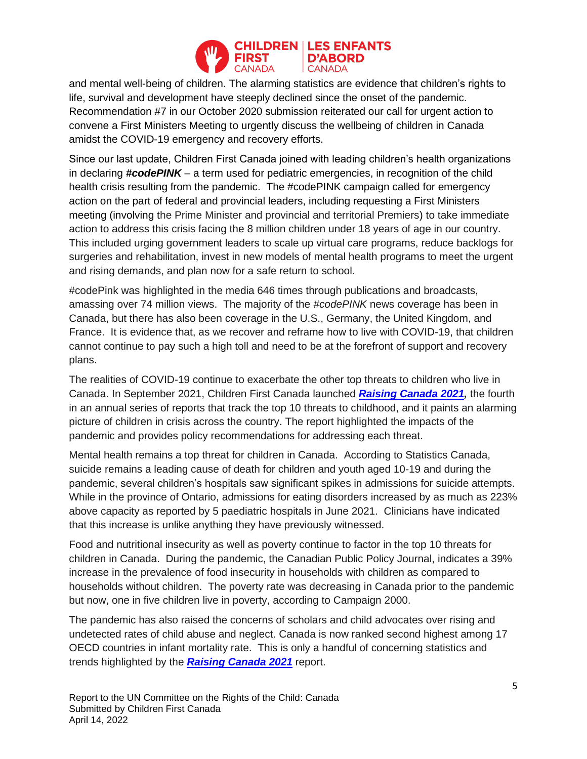and mental well-being of children. The alarming statistics are evidence that children's rights to life, survival and development have steeply declined since the onset of the pandemic. Recommendation #7 in our October 2020 submission reiterated our call for urgent action to convene a First Ministers Meeting to urgently discuss the wellbeing of children in Canada amidst the COVID-19 emergency and recovery efforts.

Since our last update, Children First Canada joined with leading children's health organizations in declaring ***#codePINK*** – a term used for pediatric emergencies, in recognition of the child health crisis resulting from the pandemic. The #codePINK campaign called for emergency action on the part of federal and provincial leaders, including requesting a First Ministers meeting (involving the Prime Minister and provincial and territorial Premiers) to take immediate action to address this crisis facing the 8 million children under 18 years of age in our country. This included urging government leaders to scale up virtual care programs, reduce backlogs for surgeries and rehabilitation, invest in new models of mental health programs to meet the urgent and rising demands, and plan now for a safe return to school.

#codePink was highlighted in the media 646 times through publications and broadcasts, amassing over 74 million views. The majority of the *#codePINK* news coverage has been in Canada, but there has also been coverage in the U.S., Germany, the United Kingdom, and France. It is evidence that, as we recover and reframe how to live with COVID-19, that children cannot continue to pay such a high toll and need to be at the forefront of support and recovery plans.

The realities of COVID-19 continue to exacerbate the other top threats to children who live in Canada. In September 2021, Children First Canada launched ***Raising Canada 2021,*** the fourth in an annual series of reports that track the top 10 threats to childhood, and it paints an alarming picture of children in crisis across the country. The report highlighted the impacts of the pandemic and provides policy recommendations for addressing each threat.

Mental health remains a top threat for children in Canada. According to Statistics Canada, suicide remains a leading cause of death for children and youth aged 10-19 and during the pandemic, several children's hospitals saw significant spikes in admissions for suicide attempts. While in the province of Ontario, admissions for eating disorders increased by as much as 223% above capacity as reported by 5 paediatric hospitals in June 2021. Clinicians have indicated that this increase is unlike anything they have previously witnessed.

Food and nutritional insecurity as well as poverty continue to factor in the top 10 threats for children in Canada. During the pandemic, the Canadian Public Policy Journal, indicates a 39% increase in the prevalence of food insecurity in households with children as compared to households without children. The poverty rate was decreasing in Canada prior to the pandemic but now, one in five children live in poverty, according to Campaign 2000.

The pandemic has also raised the concerns of scholars and child advocates over rising and undetected rates of child abuse and neglect. Canada is now ranked second highest among 17 OECD countries in infant mortality rate. This is only a handful of concerning statistics and trends highlighted by the ***Raising Canada 2021*** report.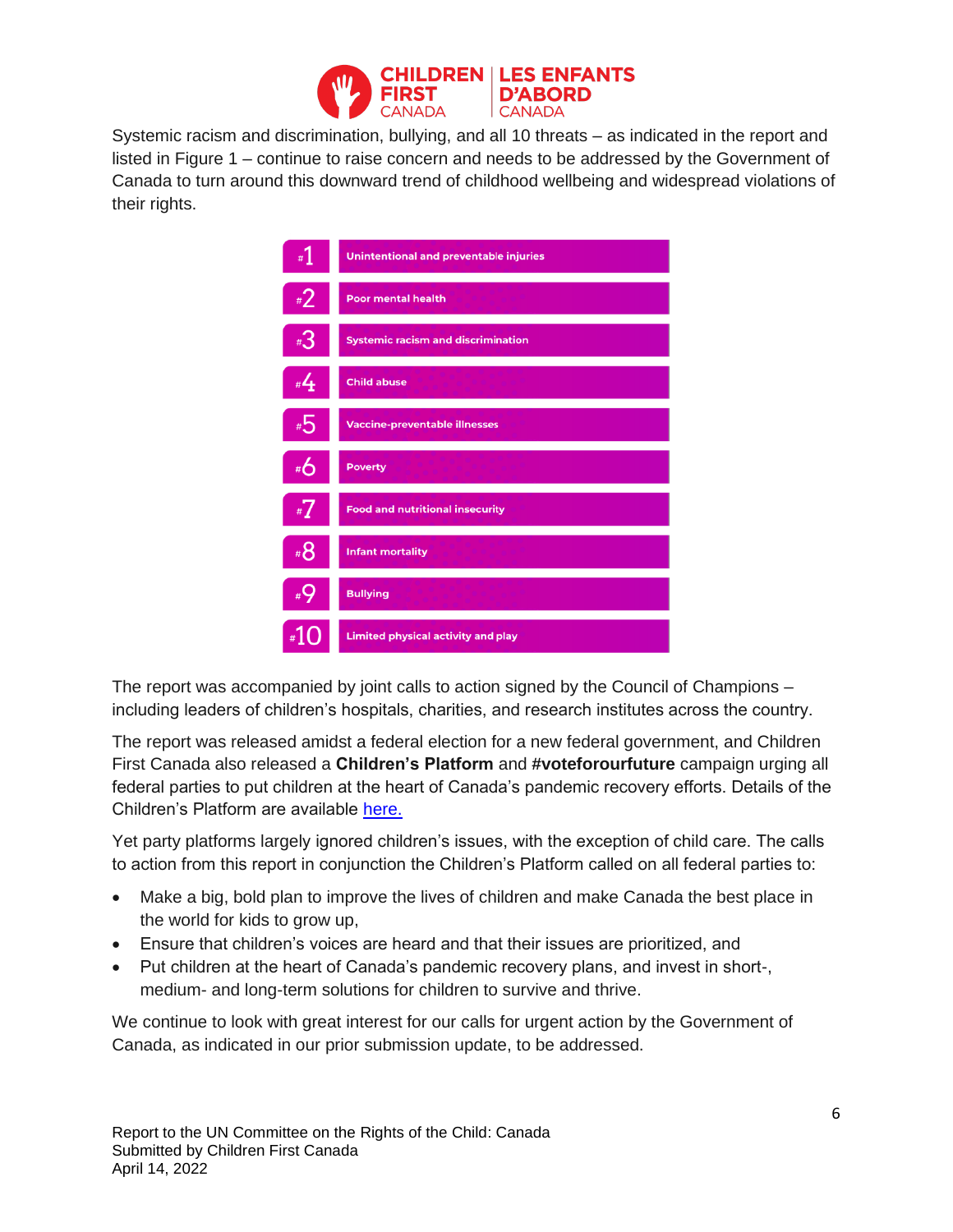Systemic racism and discrimination, bullying, and all 10 threats – as indicated in the report and listed in Figure 1 – continue to raise concern and needs to be addressed by the Government of Canada to turn around this downward trend of childhood wellbeing and widespread violations of their rights.

| # | Threat |
|---|---|
| #1 | Unintentional and preventable injuries |
| #2 | Poor mental health |
| #3 | Systemic racism and discrimination |
| #4 | Child abuse |
| #5 | Vaccine-preventable illnesses |
| #6 | Poverty |
| #7 | Food and nutritional insecurity |
| #8 | Infant mortality |
| #9 | Bullying |
| #10 | Limited physical activity and play |

The report was accompanied by joint calls to action signed by the Council of Champions – including leaders of children's hospitals, charities, and research institutes across the country.

The report was released amidst a federal election for a new federal government, and Children First Canada also released a **Children's Platform** and **#voteforourfuture** campaign urging all federal parties to put children at the heart of Canada's pandemic recovery efforts. Details of the Children's Platform are available here.

Yet party platforms largely ignored children's issues, with the exception of child care. The calls to action from this report in conjunction the Children's Platform called on all federal parties to:

- Make a big, bold plan to improve the lives of children and make Canada the best place in the world for kids to grow up,
- Ensure that children's voices are heard and that their issues are prioritized, and
- Put children at the heart of Canada's pandemic recovery plans, and invest in short-, medium- and long-term solutions for children to survive and thrive.

We continue to look with great interest for our calls for urgent action by the Government of Canada, as indicated in our prior submission update, to be addressed.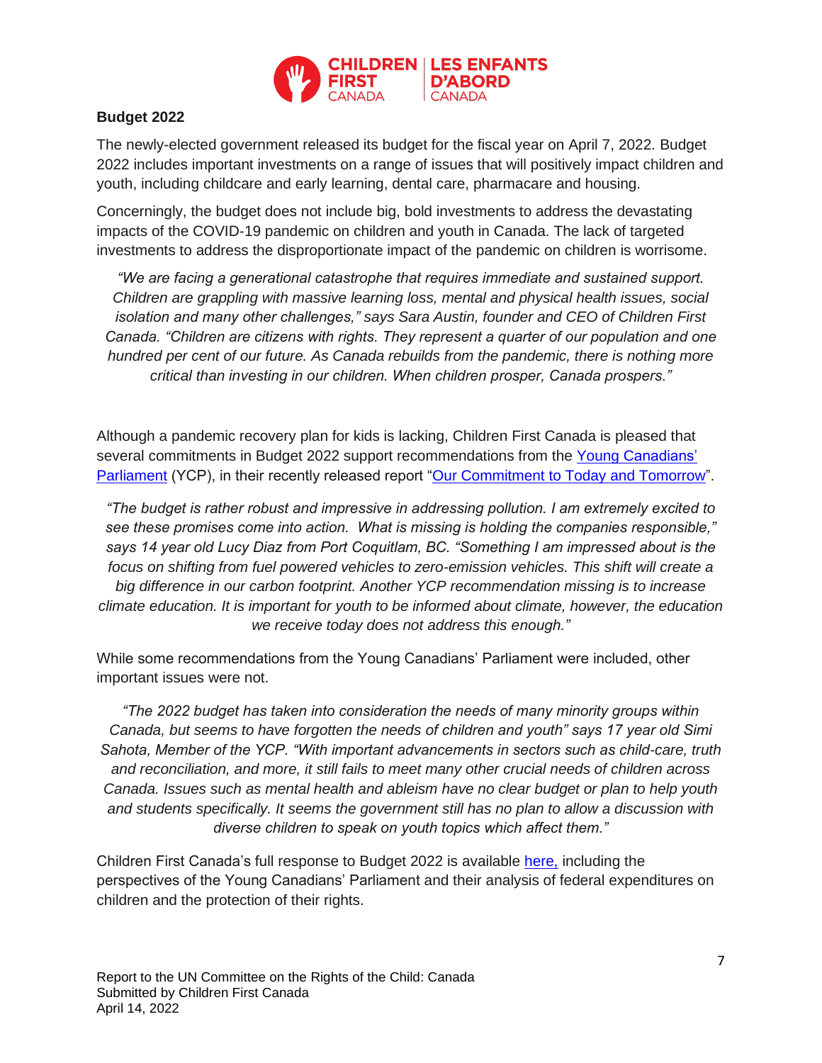**Budget 2022**

The newly-elected government released its budget for the fiscal year on April 7, 2022. Budget 2022 includes important investments on a range of issues that will positively impact children and youth, including childcare and early learning, dental care, pharmacare and housing.

Concerningly, the budget does not include big, bold investments to address the devastating impacts of the COVID-19 pandemic on children and youth in Canada. The lack of targeted investments to address the disproportionate impact of the pandemic on children is worrisome.

> *"We are facing a generational catastrophe that requires immediate and sustained support. Children are grappling with massive learning loss, mental and physical health issues, social isolation and many other challenges," says Sara Austin, founder and CEO of Children First Canada. "Children are citizens with rights. They represent a quarter of our population and one hundred per cent of our future. As Canada rebuilds from the pandemic, there is nothing more critical than investing in our children. When children prosper, Canada prospers."*

Although a pandemic recovery plan for kids is lacking, Children First Canada is pleased that several commitments in Budget 2022 support recommendations from the Young Canadians' Parliament (YCP), in their recently released report "Our Commitment to Today and Tomorrow".

> *"The budget is rather robust and impressive in addressing pollution. I am extremely excited to see these promises come into action. What is missing is holding the companies responsible," says 14 year old Lucy Diaz from Port Coquitlam, BC. "Something I am impressed about is the focus on shifting from fuel powered vehicles to zero-emission vehicles. This shift will create a big difference in our carbon footprint. Another YCP recommendation missing is to increase climate education. It is important for youth to be informed about climate, however, the education we receive today does not address this enough."*

While some recommendations from the Young Canadians' Parliament were included, other important issues were not.

> *"The 2022 budget has taken into consideration the needs of many minority groups within Canada, but seems to have forgotten the needs of children and youth" says 17 year old Simi Sahota, Member of the YCP. "With important advancements in sectors such as child-care, truth and reconciliation, and more, it still fails to meet many other crucial needs of children across Canada. Issues such as mental health and ableism have no clear budget or plan to help youth and students specifically. It seems the government still has no plan to allow a discussion with diverse children to speak on youth topics which affect them."*

Children First Canada's full response to Budget 2022 is available here, including the perspectives of the Young Canadians' Parliament and their analysis of federal expenditures on children and the protection of their rights.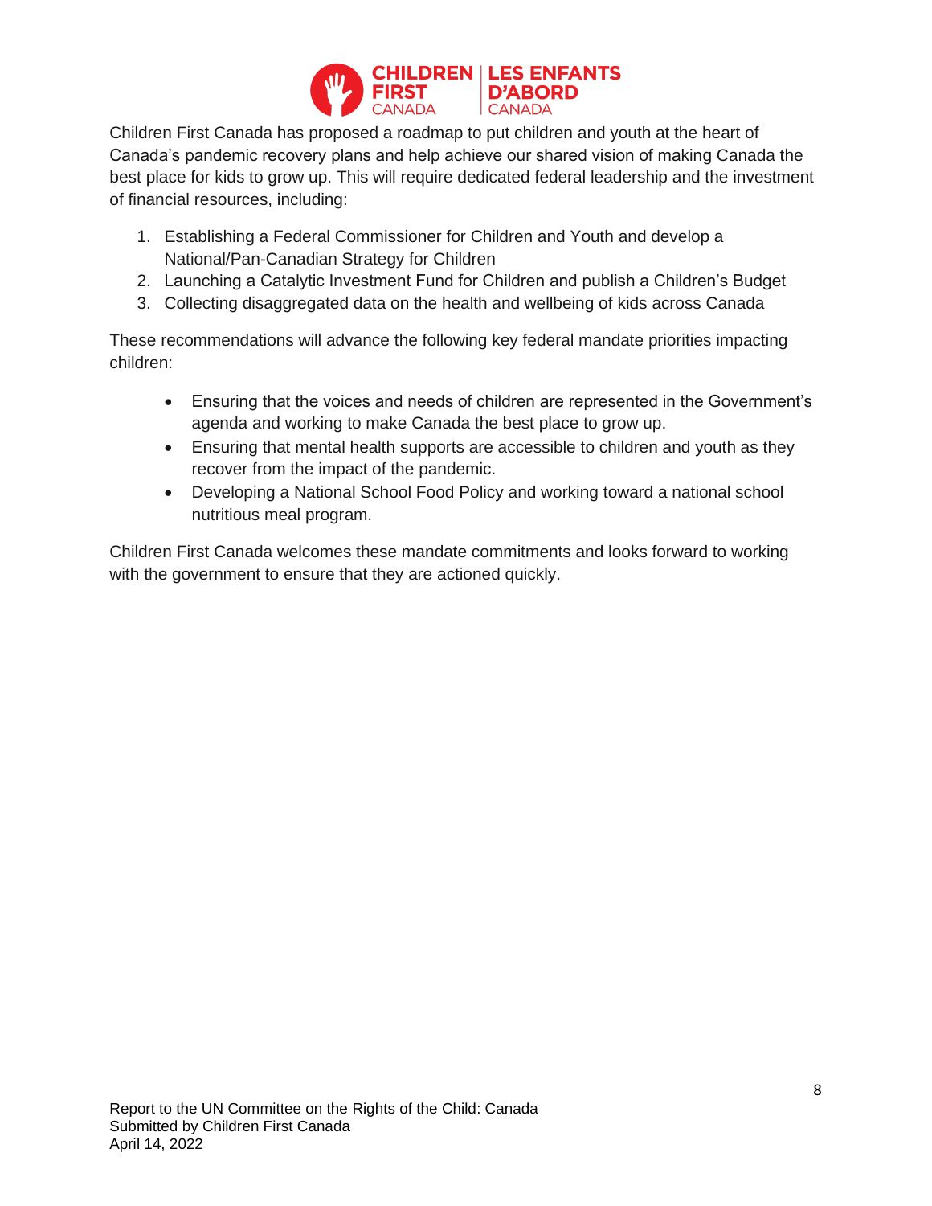Children First Canada has proposed a roadmap to put children and youth at the heart of Canada's pandemic recovery plans and help achieve our shared vision of making Canada the best place for kids to grow up. This will require dedicated federal leadership and the investment of financial resources, including:

1. Establishing a Federal Commissioner for Children and Youth and develop a National/Pan-Canadian Strategy for Children
2. Launching a Catalytic Investment Fund for Children and publish a Children's Budget
3. Collecting disaggregated data on the health and wellbeing of kids across Canada

These recommendations will advance the following key federal mandate priorities impacting children:

- Ensuring that the voices and needs of children are represented in the Government's agenda and working to make Canada the best place to grow up.
- Ensuring that mental health supports are accessible to children and youth as they recover from the impact of the pandemic.
- Developing a National School Food Policy and working toward a national school nutritious meal program.

Children First Canada welcomes these mandate commitments and looks forward to working with the government to ensure that they are actioned quickly.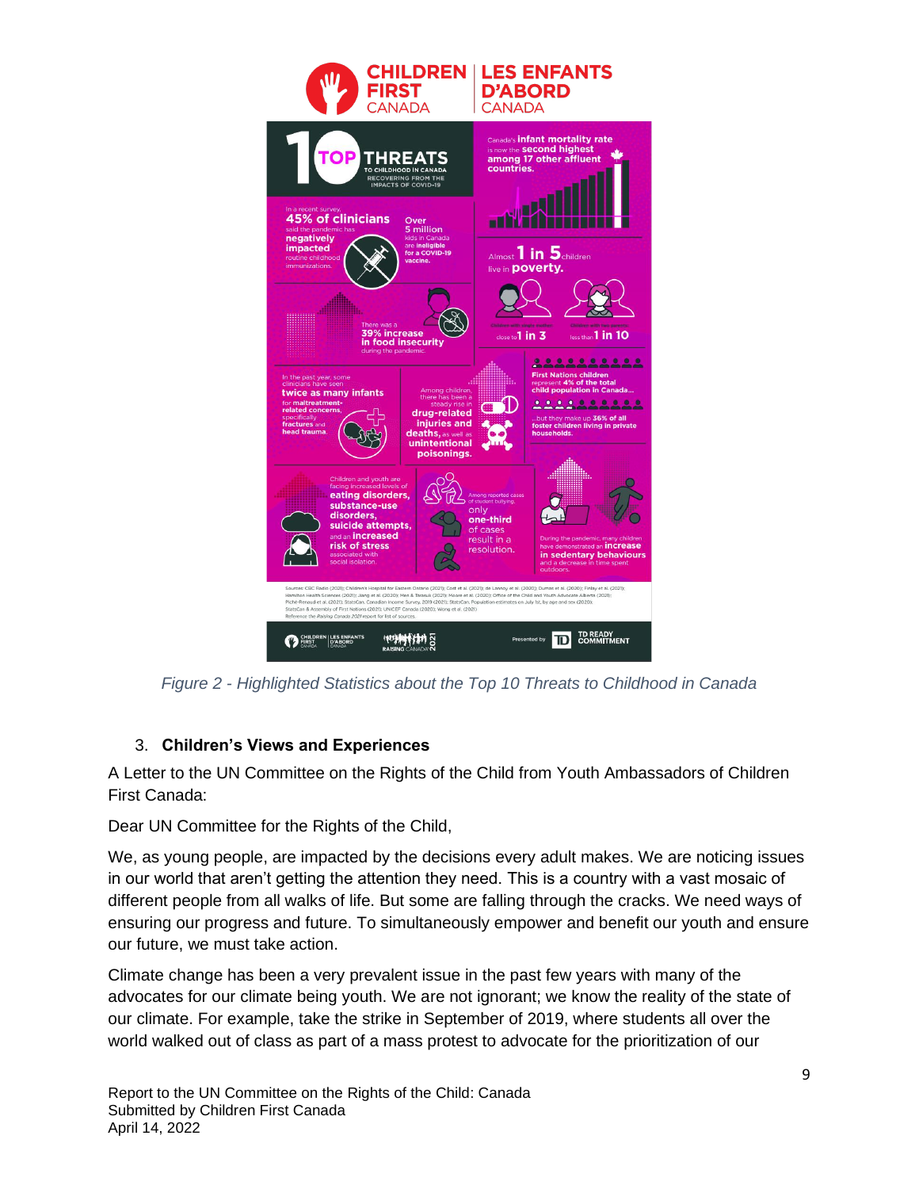CHILDREN FIRST CANADA | LES ENFANTS D'ABORD CANADA

**10 TOP THREATS** TO CHILDHOOD IN CANADA RECOVERING FROM THE IMPACTS OF COVID-19

Canada's **infant mortality rate** is now the **second highest among 17 other affluent countries.**

In a recent survey, **45% of clinicians** said the pandemic has **negatively impacted** routine childhood immunizations.

Over **5 million** kids in Canada are **ineligible for a COVID-19 vaccine.**

Almost **1 in 5** children live in **poverty.**

Children with single mother: close to **1 in 3**

Children with two parents: less than **1 in 10**

There was a **39% increase in food insecurity** during the pandemic.

In the past year, some clinicians have seen **twice as many infants** for **maltreatment-related concerns**, specifically **fractures** and **head trauma.**

Among children, there has been a steady rise in **drug-related injuries and deaths**, as well as **unintentional poisonings.**

**First Nations children** represent **4% of the total child population in Canada...**

...but they make up **36% of all foster children living in private households.**

Children and youth are facing increased levels of **eating disorders, substance-use disorders, suicide attempts,** and an **increased risk of stress** associated with social isolation.

Among reported cases of student bullying, only **one-third** of cases result in a resolution.

During the pandemic, many children have demonstrated an **increase in sedentary behaviours** and a decrease in time spent outdoors.

Sources: CBC Radio (2021); Children's Hospital for Eastern Ontario (2021); Cost et al. (2021); de Lannoy et al. (2020); Dumas et al. (2020); Finlay et al. (2021); Hamilton Health Sciences (2021); Jiang et al. (2020); Men & Tarasuk (2021); Moore et al. (2020); Office of the Child and Youth Advocate Alberta (2021); Piché-Renaud et al. (2021); StatsCan, Canadian Income Survey, 2019 (2021); StatsCan, Population estimates on July 1st, by age and sex (2020); StatsCan & Assembly of First Nations (2021); UNICEF Canada (2020); Wong et al. (2021)
Reference the *Raising Canada 2021* report for list of sources.

CHILDREN FIRST CANADA | LES ENFANTS D'ABORD CANADA — RAISING CANADA 2021 — Presented by TD READY COMMITMENT

*Figure 2 - Highlighted Statistics about the Top 10 Threats to Childhood in Canada*

## 3. Children's Views and Experiences

A Letter to the UN Committee on the Rights of the Child from Youth Ambassadors of Children First Canada:

Dear UN Committee for the Rights of the Child,

We, as young people, are impacted by the decisions every adult makes. We are noticing issues in our world that aren't getting the attention they need. This is a country with a vast mosaic of different people from all walks of life. But some are falling through the cracks. We need ways of ensuring our progress and future. To simultaneously empower and benefit our youth and ensure our future, we must take action.

Climate change has been a very prevalent issue in the past few years with many of the advocates for our climate being youth. We are not ignorant; we know the reality of the state of our climate. For example, take the strike in September of 2019, where students all over the world walked out of class as part of a mass protest to advocate for the prioritization of our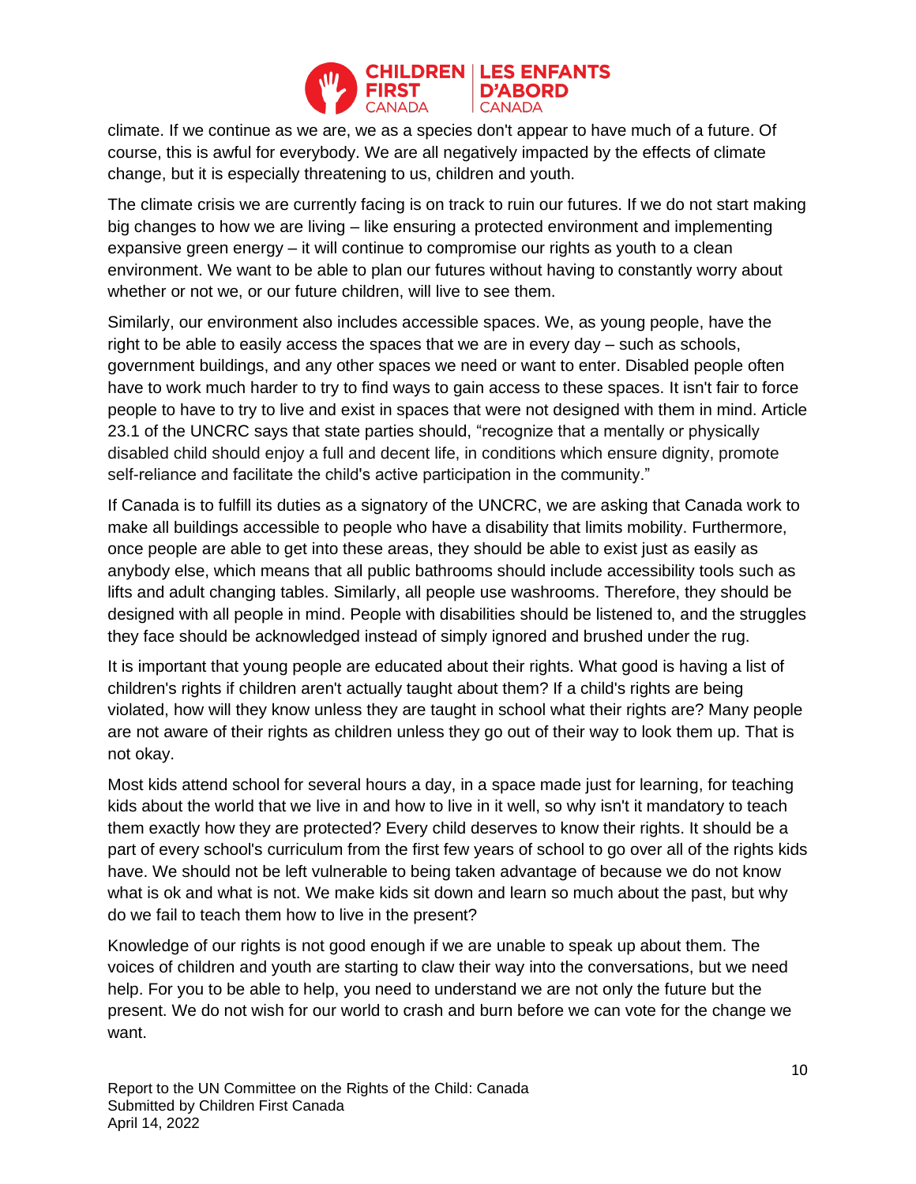climate. If we continue as we are, we as a species don't appear to have much of a future. Of course, this is awful for everybody. We are all negatively impacted by the effects of climate change, but it is especially threatening to us, children and youth.

The climate crisis we are currently facing is on track to ruin our futures. If we do not start making big changes to how we are living – like ensuring a protected environment and implementing expansive green energy – it will continue to compromise our rights as youth to a clean environment. We want to be able to plan our futures without having to constantly worry about whether or not we, or our future children, will live to see them.

Similarly, our environment also includes accessible spaces. We, as young people, have the right to be able to easily access the spaces that we are in every day – such as schools, government buildings, and any other spaces we need or want to enter. Disabled people often have to work much harder to try to find ways to gain access to these spaces. It isn't fair to force people to have to try to live and exist in spaces that were not designed with them in mind. Article 23.1 of the UNCRC says that state parties should, "recognize that a mentally or physically disabled child should enjoy a full and decent life, in conditions which ensure dignity, promote self-reliance and facilitate the child's active participation in the community."

If Canada is to fulfill its duties as a signatory of the UNCRC, we are asking that Canada work to make all buildings accessible to people who have a disability that limits mobility. Furthermore, once people are able to get into these areas, they should be able to exist just as easily as anybody else, which means that all public bathrooms should include accessibility tools such as lifts and adult changing tables. Similarly, all people use washrooms. Therefore, they should be designed with all people in mind. People with disabilities should be listened to, and the struggles they face should be acknowledged instead of simply ignored and brushed under the rug.

It is important that young people are educated about their rights. What good is having a list of children's rights if children aren't actually taught about them? If a child's rights are being violated, how will they know unless they are taught in school what their rights are? Many people are not aware of their rights as children unless they go out of their way to look them up. That is not okay.

Most kids attend school for several hours a day, in a space made just for learning, for teaching kids about the world that we live in and how to live in it well, so why isn't it mandatory to teach them exactly how they are protected? Every child deserves to know their rights. It should be a part of every school's curriculum from the first few years of school to go over all of the rights kids have. We should not be left vulnerable to being taken advantage of because we do not know what is ok and what is not. We make kids sit down and learn so much about the past, but why do we fail to teach them how to live in the present?

Knowledge of our rights is not good enough if we are unable to speak up about them. The voices of children and youth are starting to claw their way into the conversations, but we need help. For you to be able to help, you need to understand we are not only the future but the present. We do not wish for our world to crash and burn before we can vote for the change we want.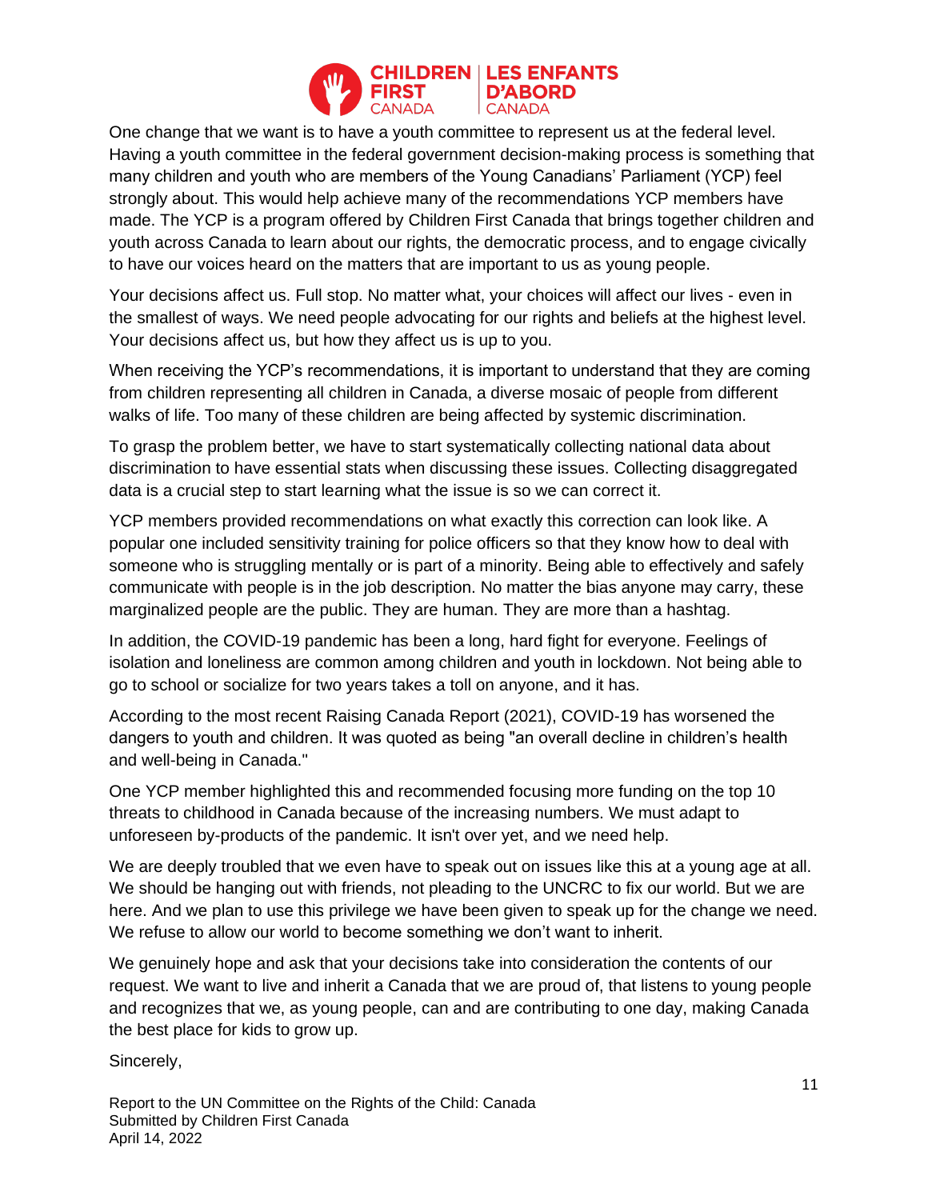One change that we want is to have a youth committee to represent us at the federal level. Having a youth committee in the federal government decision-making process is something that many children and youth who are members of the Young Canadians' Parliament (YCP) feel strongly about. This would help achieve many of the recommendations YCP members have made. The YCP is a program offered by Children First Canada that brings together children and youth across Canada to learn about our rights, the democratic process, and to engage civically to have our voices heard on the matters that are important to us as young people.

Your decisions affect us. Full stop. No matter what, your choices will affect our lives - even in the smallest of ways. We need people advocating for our rights and beliefs at the highest level. Your decisions affect us, but how they affect us is up to you.

When receiving the YCP's recommendations, it is important to understand that they are coming from children representing all children in Canada, a diverse mosaic of people from different walks of life. Too many of these children are being affected by systemic discrimination.

To grasp the problem better, we have to start systematically collecting national data about discrimination to have essential stats when discussing these issues. Collecting disaggregated data is a crucial step to start learning what the issue is so we can correct it.

YCP members provided recommendations on what exactly this correction can look like. A popular one included sensitivity training for police officers so that they know how to deal with someone who is struggling mentally or is part of a minority. Being able to effectively and safely communicate with people is in the job description. No matter the bias anyone may carry, these marginalized people are the public. They are human. They are more than a hashtag.

In addition, the COVID-19 pandemic has been a long, hard fight for everyone. Feelings of isolation and loneliness are common among children and youth in lockdown. Not being able to go to school or socialize for two years takes a toll on anyone, and it has.

According to the most recent Raising Canada Report (2021), COVID-19 has worsened the dangers to youth and children. It was quoted as being "an overall decline in children's health and well-being in Canada."

One YCP member highlighted this and recommended focusing more funding on the top 10 threats to childhood in Canada because of the increasing numbers. We must adapt to unforeseen by-products of the pandemic. It isn't over yet, and we need help.

We are deeply troubled that we even have to speak out on issues like this at a young age at all. We should be hanging out with friends, not pleading to the UNCRC to fix our world. But we are here. And we plan to use this privilege we have been given to speak up for the change we need. We refuse to allow our world to become something we don't want to inherit.

We genuinely hope and ask that your decisions take into consideration the contents of our request. We want to live and inherit a Canada that we are proud of, that listens to young people and recognizes that we, as young people, can and are contributing to one day, making Canada the best place for kids to grow up.

Sincerely,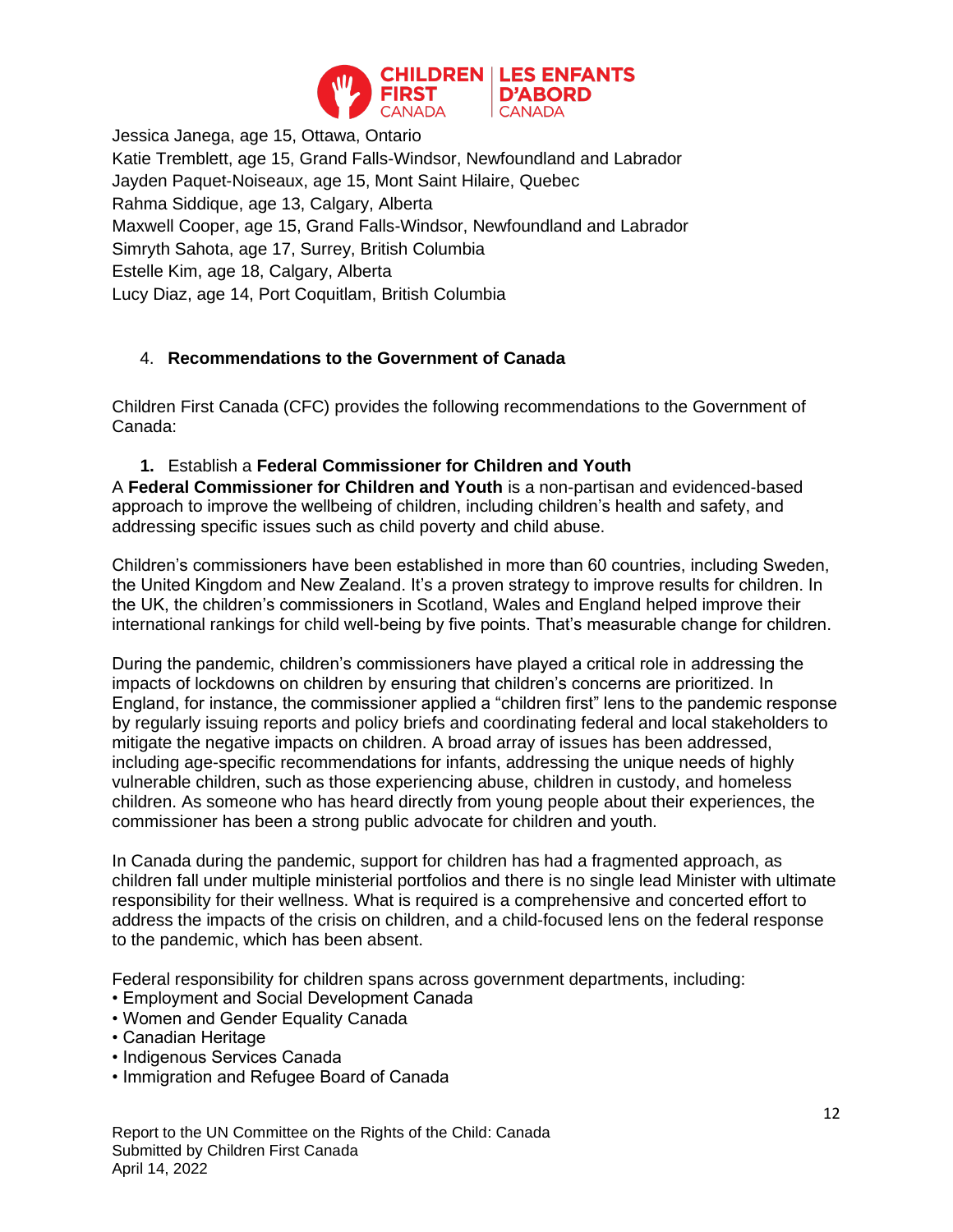Jessica Janega, age 15, Ottawa, Ontario
Katie Tremblett, age 15, Grand Falls-Windsor, Newfoundland and Labrador
Jayden Paquet-Noiseaux, age 15, Mont Saint Hilaire, Quebec
Rahma Siddique, age 13, Calgary, Alberta
Maxwell Cooper, age 15, Grand Falls-Windsor, Newfoundland and Labrador
Simryth Sahota, age 17, Surrey, British Columbia
Estelle Kim, age 18, Calgary, Alberta
Lucy Diaz, age 14, Port Coquitlam, British Columbia

## 4. Recommendations to the Government of Canada

Children First Canada (CFC) provides the following recommendations to the Government of Canada:

### 1. Establish a **Federal Commissioner for Children and Youth**

A **Federal Commissioner for Children and Youth** is a non-partisan and evidenced-based approach to improve the wellbeing of children, including children's health and safety, and addressing specific issues such as child poverty and child abuse.

Children's commissioners have been established in more than 60 countries, including Sweden, the United Kingdom and New Zealand. It's a proven strategy to improve results for children. In the UK, the children's commissioners in Scotland, Wales and England helped improve their international rankings for child well-being by five points. That's measurable change for children.

During the pandemic, children's commissioners have played a critical role in addressing the impacts of lockdowns on children by ensuring that children's concerns are prioritized. In England, for instance, the commissioner applied a "children first" lens to the pandemic response by regularly issuing reports and policy briefs and coordinating federal and local stakeholders to mitigate the negative impacts on children. A broad array of issues has been addressed, including age-specific recommendations for infants, addressing the unique needs of highly vulnerable children, such as those experiencing abuse, children in custody, and homeless children. As someone who has heard directly from young people about their experiences, the commissioner has been a strong public advocate for children and youth.

In Canada during the pandemic, support for children has had a fragmented approach, as children fall under multiple ministerial portfolios and there is no single lead Minister with ultimate responsibility for their wellness. What is required is a comprehensive and concerted effort to address the impacts of the crisis on children, and a child-focused lens on the federal response to the pandemic, which has been absent.

Federal responsibility for children spans across government departments, including:

- Employment and Social Development Canada
- Women and Gender Equality Canada
- Canadian Heritage
- Indigenous Services Canada
- Immigration and Refugee Board of Canada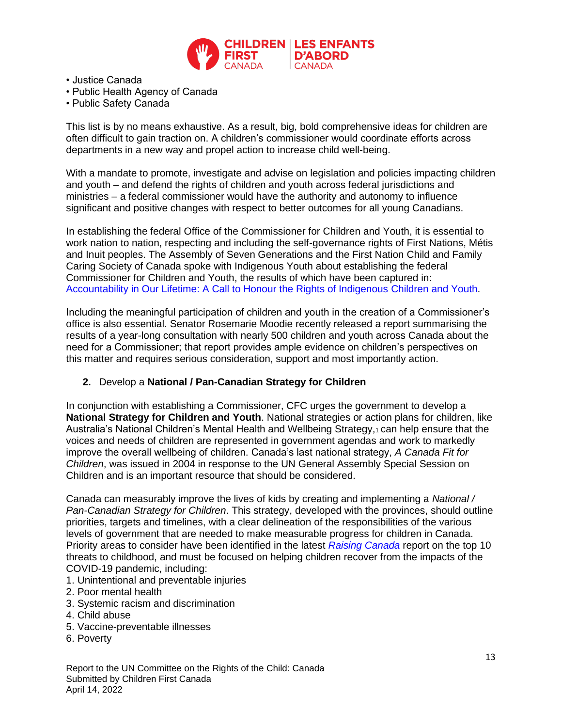• Justice Canada
• Public Health Agency of Canada
• Public Safety Canada

This list is by no means exhaustive. As a result, big, bold comprehensive ideas for children are often difficult to gain traction on. A children's commissioner would coordinate efforts across departments in a new way and propel action to increase child well-being.

With a mandate to promote, investigate and advise on legislation and policies impacting children and youth – and defend the rights of children and youth across federal jurisdictions and ministries – a federal commissioner would have the authority and autonomy to influence significant and positive changes with respect to better outcomes for all young Canadians.

In establishing the federal Office of the Commissioner for Children and Youth, it is essential to work nation to nation, respecting and including the self-governance rights of First Nations, Métis and Inuit peoples. The Assembly of Seven Generations and the First Nation Child and Family Caring Society of Canada spoke with Indigenous Youth about establishing the federal Commissioner for Children and Youth, the results of which have been captured in: Accountability in Our Lifetime: A Call to Honour the Rights of Indigenous Children and Youth.

Including the meaningful participation of children and youth in the creation of a Commissioner's office is also essential. Senator Rosemarie Moodie recently released a report summarising the results of a year-long consultation with nearly 500 children and youth across Canada about the need for a Commissioner; that report provides ample evidence on children's perspectives on this matter and requires serious consideration, support and most importantly action.

2. Develop a **National / Pan-Canadian Strategy for Children**

In conjunction with establishing a Commissioner, CFC urges the government to develop a **National Strategy for Children and Youth**. National strategies or action plans for children, like Australia's National Children's Mental Health and Wellbeing Strategy,[1] can help ensure that the voices and needs of children are represented in government agendas and work to markedly improve the overall wellbeing of children. Canada's last national strategy, *A Canada Fit for Children*, was issued in 2004 in response to the UN General Assembly Special Session on Children and is an important resource that should be considered.

Canada can measurably improve the lives of kids by creating and implementing a *National / Pan-Canadian Strategy for Children*. This strategy, developed with the provinces, should outline priorities, targets and timelines, with a clear delineation of the responsibilities of the various levels of government that are needed to make measurable progress for children in Canada. Priority areas to consider have been identified in the latest *Raising Canada* report on the top 10 threats to childhood, and must be focused on helping children recover from the impacts of the COVID-19 pandemic, including:

1. Unintentional and preventable injuries
2. Poor mental health
3. Systemic racism and discrimination
4. Child abuse
5. Vaccine-preventable illnesses
6. Poverty

Report to the UN Committee on the Rights of the Child: Canada
Submitted by Children First Canada
April 14, 2022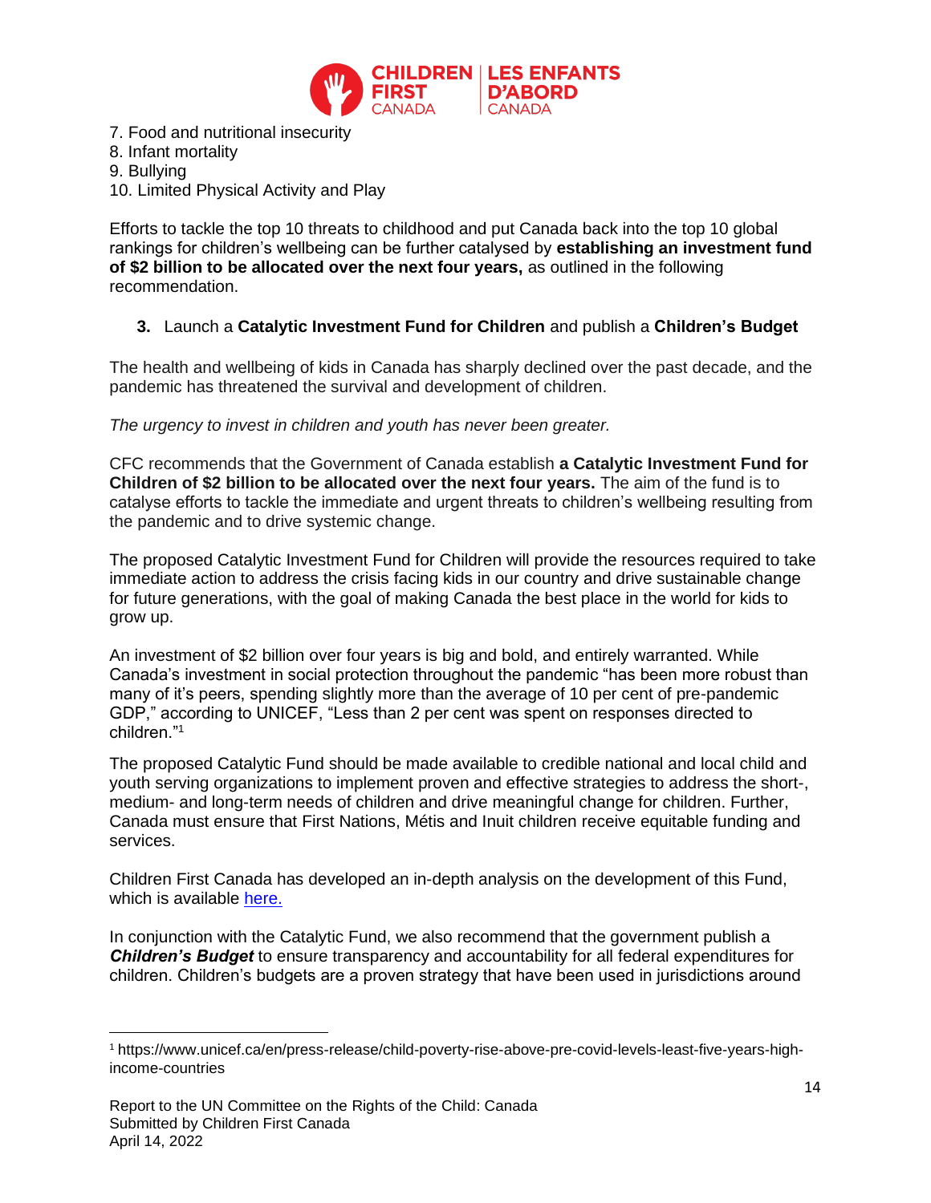7. Food and nutritional insecurity
8. Infant mortality
9. Bullying
10. Limited Physical Activity and Play

Efforts to tackle the top 10 threats to childhood and put Canada back into the top 10 global rankings for children's wellbeing can be further catalysed by **establishing an investment fund of $2 billion to be allocated over the next four years,** as outlined in the following recommendation.

3. Launch a **Catalytic Investment Fund for Children** and publish a **Children's Budget**

The health and wellbeing of kids in Canada has sharply declined over the past decade, and the pandemic has threatened the survival and development of children.

*The urgency to invest in children and youth has never been greater.*

CFC recommends that the Government of Canada establish **a Catalytic Investment Fund for Children of $2 billion to be allocated over the next four years.** The aim of the fund is to catalyse efforts to tackle the immediate and urgent threats to children's wellbeing resulting from the pandemic and to drive systemic change.

The proposed Catalytic Investment Fund for Children will provide the resources required to take immediate action to address the crisis facing kids in our country and drive sustainable change for future generations, with the goal of making Canada the best place in the world for kids to grow up.

An investment of $2 billion over four years is big and bold, and entirely warranted. While Canada's investment in social protection throughout the pandemic "has been more robust than many of it's peers, spending slightly more than the average of 10 per cent of pre-pandemic GDP," according to UNICEF, "Less than 2 per cent was spent on responses directed to children."[1]

The proposed Catalytic Fund should be made available to credible national and local child and youth serving organizations to implement proven and effective strategies to address the short-, medium- and long-term needs of children and drive meaningful change for children. Further, Canada must ensure that First Nations, Métis and Inuit children receive equitable funding and services.

Children First Canada has developed an in-depth analysis on the development of this Fund, which is available here.

In conjunction with the Catalytic Fund, we also recommend that the government publish a ***Children's Budget*** to ensure transparency and accountability for all federal expenditures for children. Children's budgets are a proven strategy that have been used in jurisdictions around

[1] https://www.unicef.ca/en/press-release/child-poverty-rise-above-pre-covid-levels-least-five-years-high-income-countries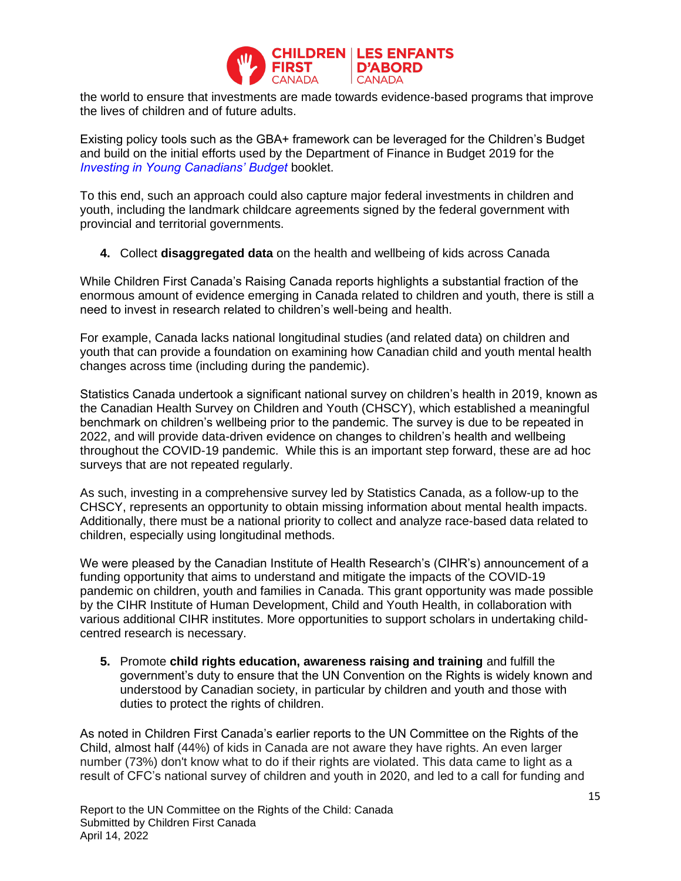the world to ensure that investments are made towards evidence-based programs that improve the lives of children and of future adults.

Existing policy tools such as the GBA+ framework can be leveraged for the Children's Budget and build on the initial efforts used by the Department of Finance in Budget 2019 for the *Investing in Young Canadians' Budget* booklet.

To this end, such an approach could also capture major federal investments in children and youth, including the landmark childcare agreements signed by the federal government with provincial and territorial governments.

4. Collect **disaggregated data** on the health and wellbeing of kids across Canada

While Children First Canada's Raising Canada reports highlights a substantial fraction of the enormous amount of evidence emerging in Canada related to children and youth, there is still a need to invest in research related to children's well-being and health.

For example, Canada lacks national longitudinal studies (and related data) on children and youth that can provide a foundation on examining how Canadian child and youth mental health changes across time (including during the pandemic).

Statistics Canada undertook a significant national survey on children's health in 2019, known as the Canadian Health Survey on Children and Youth (CHSCY), which established a meaningful benchmark on children's wellbeing prior to the pandemic. The survey is due to be repeated in 2022, and will provide data-driven evidence on changes to children's health and wellbeing throughout the COVID-19 pandemic. While this is an important step forward, these are ad hoc surveys that are not repeated regularly.

As such, investing in a comprehensive survey led by Statistics Canada, as a follow-up to the CHSCY, represents an opportunity to obtain missing information about mental health impacts. Additionally, there must be a national priority to collect and analyze race-based data related to children, especially using longitudinal methods.

We were pleased by the Canadian Institute of Health Research's (CIHR's) announcement of a funding opportunity that aims to understand and mitigate the impacts of the COVID-19 pandemic on children, youth and families in Canada. This grant opportunity was made possible by the CIHR Institute of Human Development, Child and Youth Health, in collaboration with various additional CIHR institutes. More opportunities to support scholars in undertaking child-centred research is necessary.

5. Promote **child rights education, awareness raising and training** and fulfill the government's duty to ensure that the UN Convention on the Rights is widely known and understood by Canadian society, in particular by children and youth and those with duties to protect the rights of children.

As noted in Children First Canada's earlier reports to the UN Committee on the Rights of the Child, almost half (44%) of kids in Canada are not aware they have rights. An even larger number (73%) don't know what to do if their rights are violated. This data came to light as a result of CFC's national survey of children and youth in 2020, and led to a call for funding and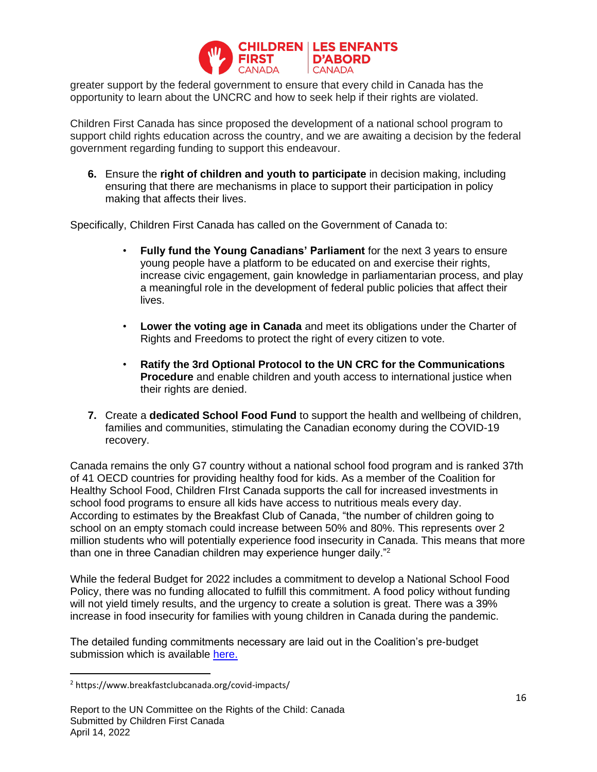greater support by the federal government to ensure that every child in Canada has the opportunity to learn about the UNCRC and how to seek help if their rights are violated.

Children First Canada has since proposed the development of a national school program to support child rights education across the country, and we are awaiting a decision by the federal government regarding funding to support this endeavour.

6. Ensure the **right of children and youth to participate** in decision making, including ensuring that there are mechanisms in place to support their participation in policy making that affects their lives.

Specifically, Children First Canada has called on the Government of Canada to:

- **Fully fund the Young Canadians' Parliament** for the next 3 years to ensure young people have a platform to be educated on and exercise their rights, increase civic engagement, gain knowledge in parliamentarian process, and play a meaningful role in the development of federal public policies that affect their lives.

- **Lower the voting age in Canada** and meet its obligations under the Charter of Rights and Freedoms to protect the right of every citizen to vote.

- **Ratify the 3rd Optional Protocol to the UN CRC for the Communications Procedure** and enable children and youth access to international justice when their rights are denied.

7. Create a **dedicated School Food Fund** to support the health and wellbeing of children, families and communities, stimulating the Canadian economy during the COVID-19 recovery.

Canada remains the only G7 country without a national school food program and is ranked 37th of 41 OECD countries for providing healthy food for kids. As a member of the Coalition for Healthy School Food, Children FIrst Canada supports the call for increased investments in school food programs to ensure all kids have access to nutritious meals every day. According to estimates by the Breakfast Club of Canada, "the number of children going to school on an empty stomach could increase between 50% and 80%. This represents over 2 million students who will potentially experience food insecurity in Canada. This means that more than one in three Canadian children may experience hunger daily."[2]

While the federal Budget for 2022 includes a commitment to develop a National School Food Policy, there was no funding allocated to fulfill this commitment. A food policy without funding will not yield timely results, and the urgency to create a solution is great. There was a 39% increase in food insecurity for families with young children in Canada during the pandemic.

The detailed funding commitments necessary are laid out in the Coalition's pre-budget submission which is available here.

[2] https://www.breakfastclubcanada.org/covid-impacts/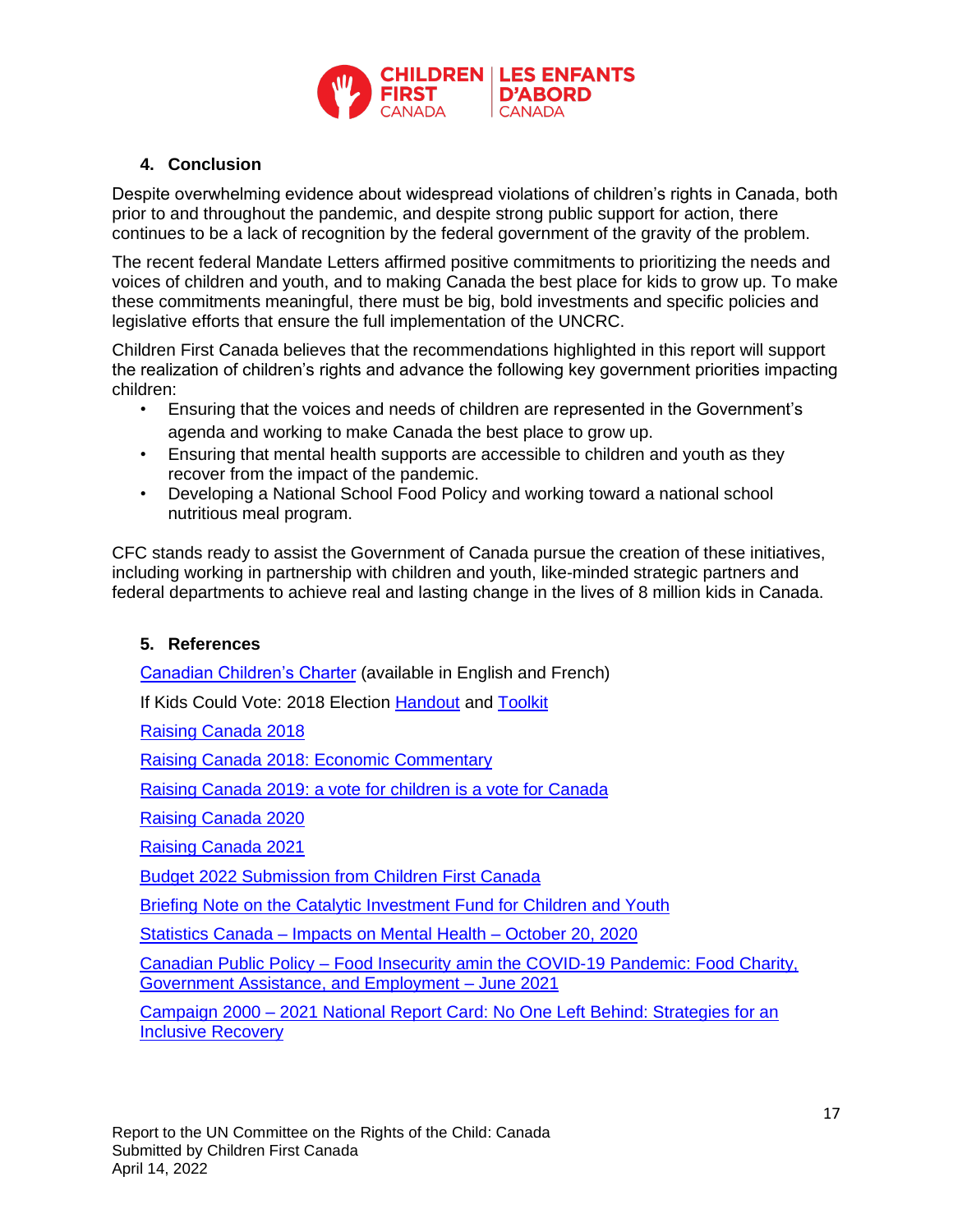## 4. Conclusion

Despite overwhelming evidence about widespread violations of children's rights in Canada, both prior to and throughout the pandemic, and despite strong public support for action, there continues to be a lack of recognition by the federal government of the gravity of the problem.

The recent federal Mandate Letters affirmed positive commitments to prioritizing the needs and voices of children and youth, and to making Canada the best place for kids to grow up. To make these commitments meaningful, there must be big, bold investments and specific policies and legislative efforts that ensure the full implementation of the UNCRC.

Children First Canada believes that the recommendations highlighted in this report will support the realization of children's rights and advance the following key government priorities impacting children:

- Ensuring that the voices and needs of children are represented in the Government's agenda and working to make Canada the best place to grow up.
- Ensuring that mental health supports are accessible to children and youth as they recover from the impact of the pandemic.
- Developing a National School Food Policy and working toward a national school nutritious meal program.

CFC stands ready to assist the Government of Canada pursue the creation of these initiatives, including working in partnership with children and youth, like-minded strategic partners and federal departments to achieve real and lasting change in the lives of 8 million kids in Canada.

## 5. References

Canadian Children's Charter (available in English and French)

If Kids Could Vote: 2018 Election Handout and Toolkit

Raising Canada 2018

Raising Canada 2018: Economic Commentary

Raising Canada 2019: a vote for children is a vote for Canada

Raising Canada 2020

Raising Canada 2021

Budget 2022 Submission from Children First Canada

Briefing Note on the Catalytic Investment Fund for Children and Youth

Statistics Canada – Impacts on Mental Health – October 20, 2020

Canadian Public Policy – Food Insecurity amin the COVID-19 Pandemic: Food Charity, Government Assistance, and Employment – June 2021

Campaign 2000 – 2021 National Report Card: No One Left Behind: Strategies for an Inclusive Recovery